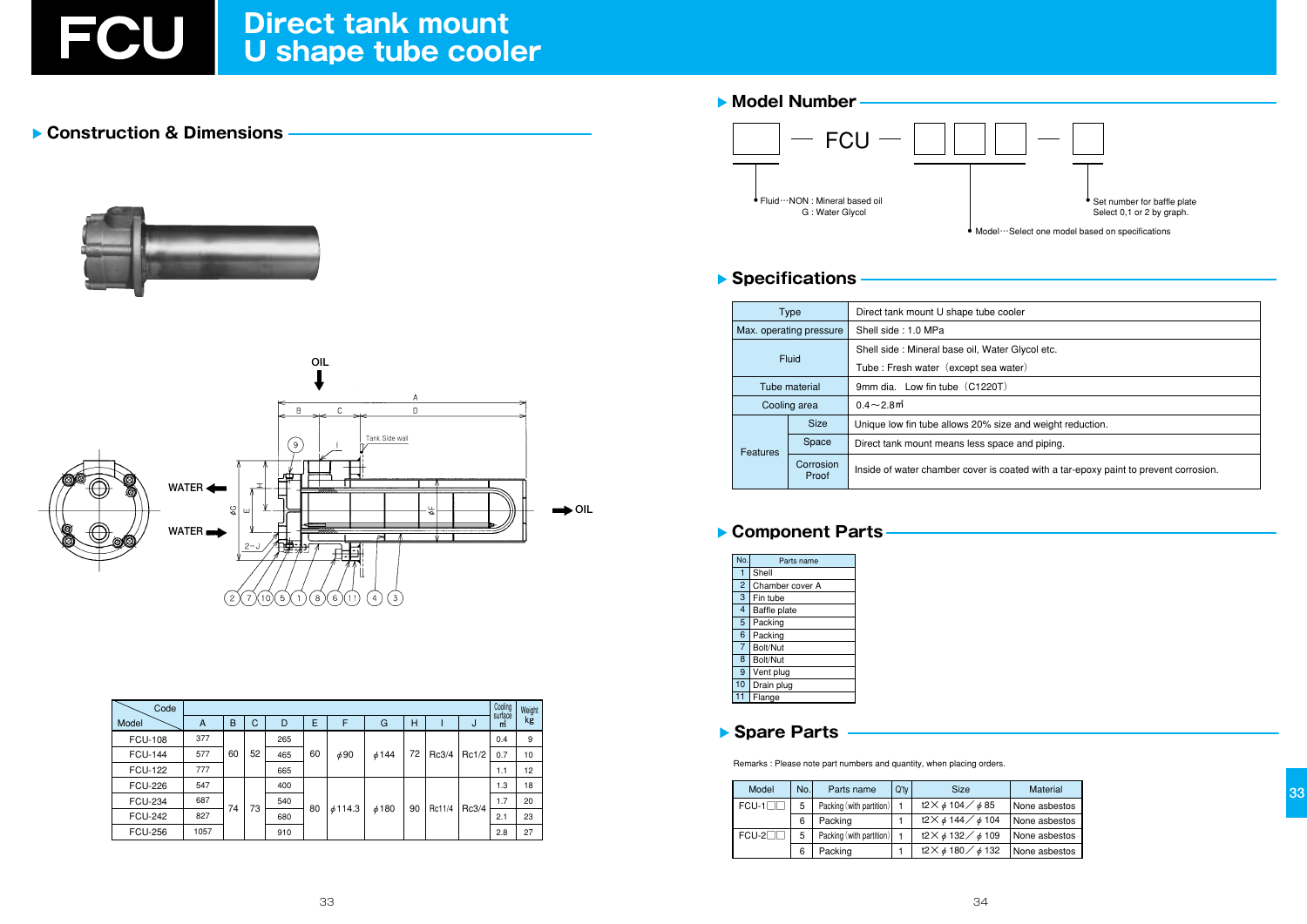# FCU Direct tank mount U shape tube cooler

## Construction & Dimensions

OIL

WATER

WATER

OIL

| Model \ Code | A | B | C | D | E | F | G | H | I | J | Cooling surface ㎡ | Weight kg |
|---|---|---|---|---|---|---|---|---|---|---|---|---|
| FCU-108 | 377 | 60 | 52 | 265 | 60 | $\phi$90 | $\phi$144 | 72 | Rc3/4 | Rc1/2 | 0.4 | 9 |
| FCU-144 | 577 | | | 465 | | | | | | | 0.7 | 10 |
| FCU-122 | 777 | | | 665 | | | | | | | 1.1 | 12 |
| FCU-226 | 547 | 74 | 73 | 400 | 80 | $\phi$114.3 | $\phi$180 | 90 | Rc11/4 | Rc3/4 | 1.3 | 18 |
| FCU-234 | 687 | | | 540 | | | | | | | 1.7 | 20 |
| FCU-242 | 827 | | | 680 | | | | | | | 2.1 | 23 |
| FCU-256 | 1057 | | | 910 | | | | | | | 2.8 | 27 |

## Model Number

□ — FCU — □□□ — □

- Fluid…NON : Mineral based oil
  G : Water Glycol
- Model…Select one model based on specifications
- Set number for baffle plate
  Select 0,1 or 2 by graph.

## Specifications

| Type | | Direct tank mount U shape tube cooler |
|---|---|---|
| Max. operating pressure | | Shell side : 1.0 MPa |
| Fluid | | Shell side : Mineral base oil, Water Glycol etc.<br>Tube : Fresh water（except sea water） |
| Tube material | | 9mm dia.　Low fin tube（C1220T） |
| Cooling area | | 0.4～2.8㎡ |
| Features | Size | Unique low fin tube allows 20% size and weight reduction. |
| | Space | Direct tank mount means less space and piping. |
| | Corrosion Proof | Inside of water chamber cover is coated with a tar-epoxy paint to prevent corrosion. |

## Component Parts

| No. | Parts name |
|---|---|
| 1 | Shell |
| 2 | Chamber cover A |
| 3 | Fin tube |
| 4 | Baffle plate |
| 5 | Packing |
| 6 | Packing |
| 7 | Bolt/Nut |
| 8 | Bolt/Nut |
| 9 | Vent plug |
| 10 | Drain plug |
| 11 | Flange |

## Spare Parts

Remarks : Please note part numbers and quantity, when placing orders.

| Model | No. | Parts name | Q'ty | Size | Material |
|---|---|---|---|---|---|
| FCU-1□□ | 5 | Packing (with partition) | 1 | t2× $\phi$104／$\phi$85 | None asbestos |
| | 6 | Packing | 1 | t2× $\phi$144／$\phi$104 | None asbestos |
| FCU-2□□ | 5 | Packing (with partition) | 1 | t2× $\phi$132／$\phi$109 | None asbestos |
| | 6 | Packing | 1 | t2× $\phi$180／$\phi$132 | None asbestos |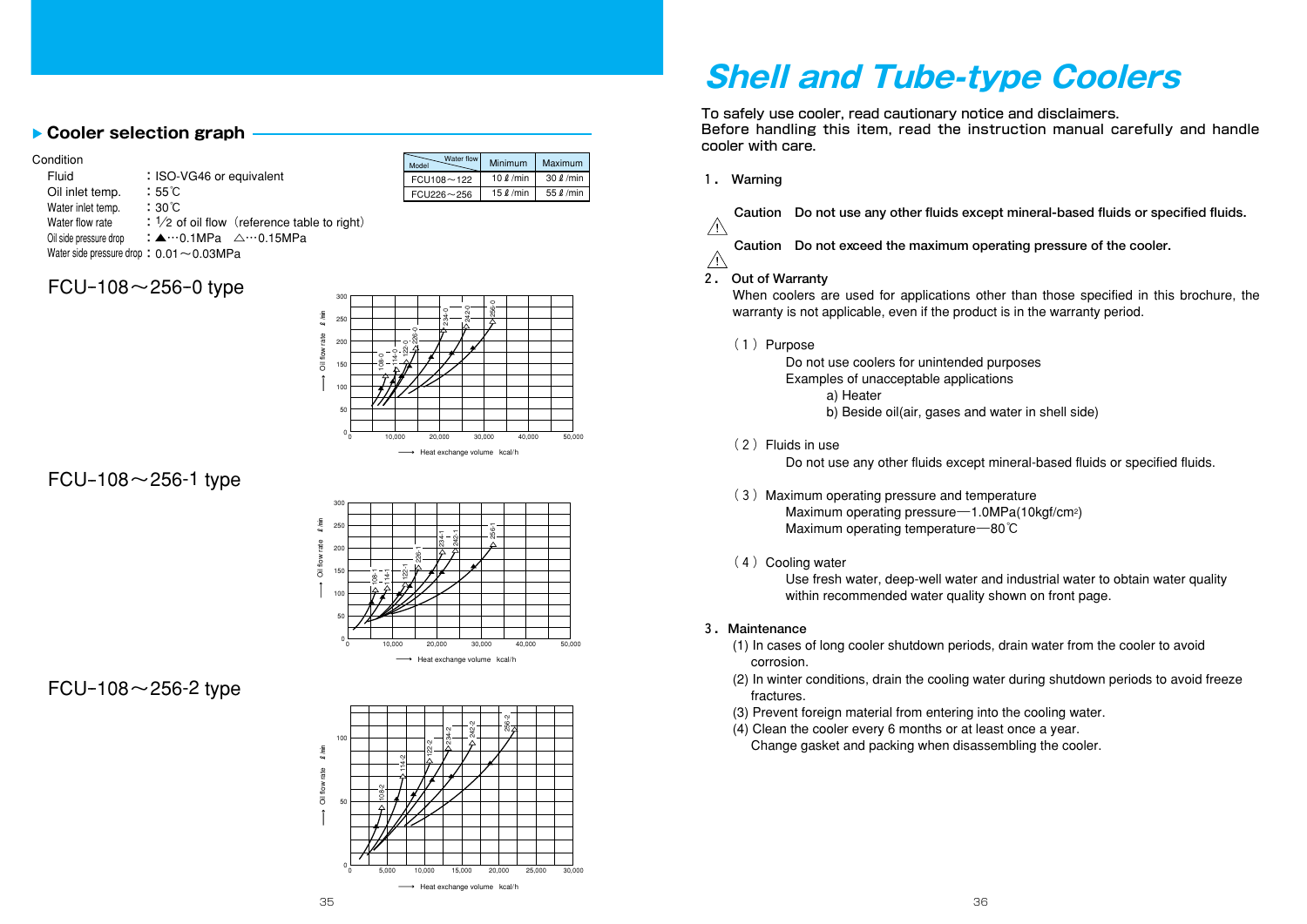## ▶ Cooler selection graph

Condition

| | |
|---|---|
| Fluid | : ISO-VG46 or equivalent |
| Oil inlet temp. | : 55℃ |
| Water inlet temp. | : 30℃ |
| Water flow rate | : 1/2 of oil flow (reference table to right) |
| Oil side pressure drop | : ▲…0.1MPa △…0.15MPa |
| Water side pressure drop | : 0.01～0.03MPa |

| Model \ Water flow | Minimum | Maximum |
|---|---|---|
| FCU108～122 | 10 ℓ/min | 30 ℓ/min |
| FCU226～256 | 15 ℓ/min | 55 ℓ/min |

### FCU-108～256-0 type

Oil flow rate ℓ/min

300
250
200
150
100
50
0

108-0
114-0
122-0
226-0
234-0
242-0
256-0

10,000
20,000
30,000
40,000
50,000

Heat exchange volume kcal/h

### FCU-108～256-1 type

Oil flow rate ℓ/min

300
250
200
150
100
50
0

108-1
114-1
122-1
226-1
234-1
242-1
256-1

10,000
20,000
30,000
40,000
50,000

Heat exchange volume kcal/h

### FCU-108～256-2 type

Oil flow rate ℓ/min

100
50
0

108-2
114-2
122-2
234-2
242-2
256-2

5,000
10,000
15,000
20,000
25,000
30,000

Heat exchange volume kcal/h

# *Shell and Tube-type Coolers*

To safely use cooler, read cautionary notice and disclaimers.
Before handling this item, read the instruction manual carefully and handle cooler with care.

**1. Warning**

⚠ **Caution** Do not use any other fluids except mineral-based fluids or specified fluids.

⚠ **Caution** Do not exceed the maximum operating pressure of the cooler.

**2. Out of Warranty**

When coolers are used for applications other than those specified in this brochure, the warranty is not applicable, even if the product is in the warranty period.

(1) Purpose

Do not use coolers for unintended purposes
Examples of unacceptable applications
a) Heater
b) Beside oil(air, gases and water in shell side)

(2) Fluids in use

Do not use any other fluids except mineral-based fluids or specified fluids.

(3) Maximum operating pressure and temperature

Maximum operating pressure—1.0MPa(10kgf/cm²)
Maximum operating temperature—80℃

(4) Cooling water

Use fresh water, deep-well water and industrial water to obtain water quality within recommended water quality shown on front page.

**3. Maintenance**

(1) In cases of long cooler shutdown periods, drain water from the cooler to avoid corrosion.
(2) In winter conditions, drain the cooling water during shutdown periods to avoid freeze fractures.
(3) Prevent foreign material from entering into the cooling water.
(4) Clean the cooler every 6 months or at least once a year.
Change gasket and packing when disassembling the cooler.